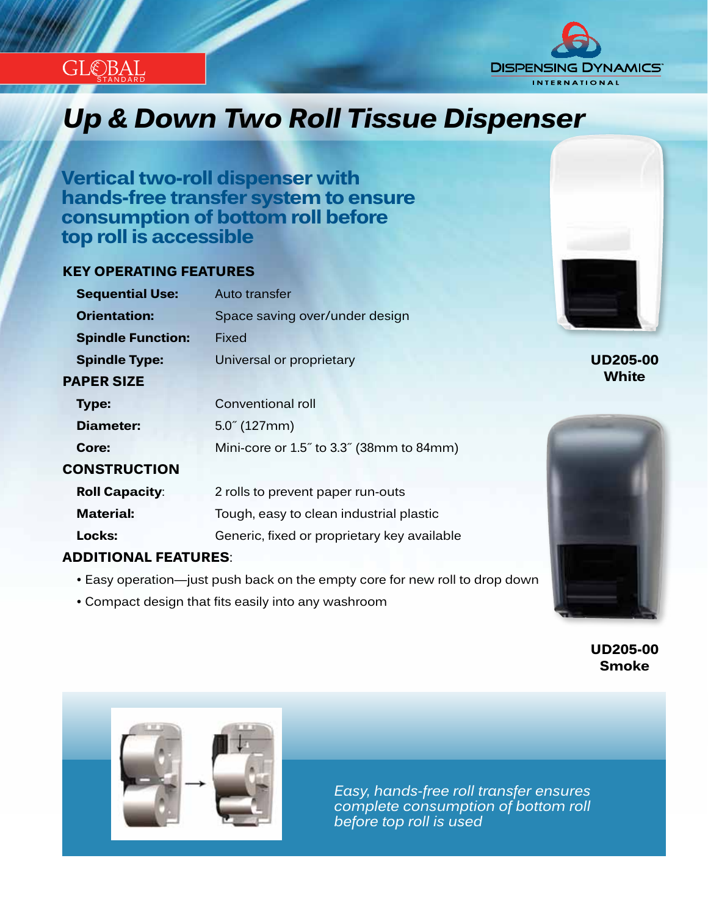GLOBAL STANDARD

DISPENSING DYNAMICS INTERNATIONAL

# Up & Down Two Roll Tissue Dispenser

## Vertical two-roll dispenser with hands-free transfer system to ensure consumption of bottom roll before top roll is accessible

### KEY OPERATING FEATURES

| | |
|---|---|
| **Sequential Use:** | Auto transfer |
| **Orientation:** | Space saving over/under design |
| **Spindle Function:** | Fixed |
| **Spindle Type:** | Universal or proprietary |

### PAPER SIZE

| | |
|---|---|
| **Type:** | Conventional roll |
| **Diameter:** | 5.0˝ (127mm) |
| **Core:** | Mini-core or 1.5˝ to 3.3˝ (38mm to 84mm) |

### CONSTRUCTION

| | |
|---|---|
| **Roll Capacity**: | 2 rolls to prevent paper run-outs |
| **Material:** | Tough, easy to clean industrial plastic |
| **Locks:** | Generic, fixed or proprietary key available |

### ADDITIONAL FEATURES:

- Easy operation—just push back on the empty core for new roll to drop down
- Compact design that fits easily into any washroom

**UD205-00 White**

**UD205-00 Smoke**

*Easy, hands-free roll transfer ensures complete consumption of bottom roll before top roll is used*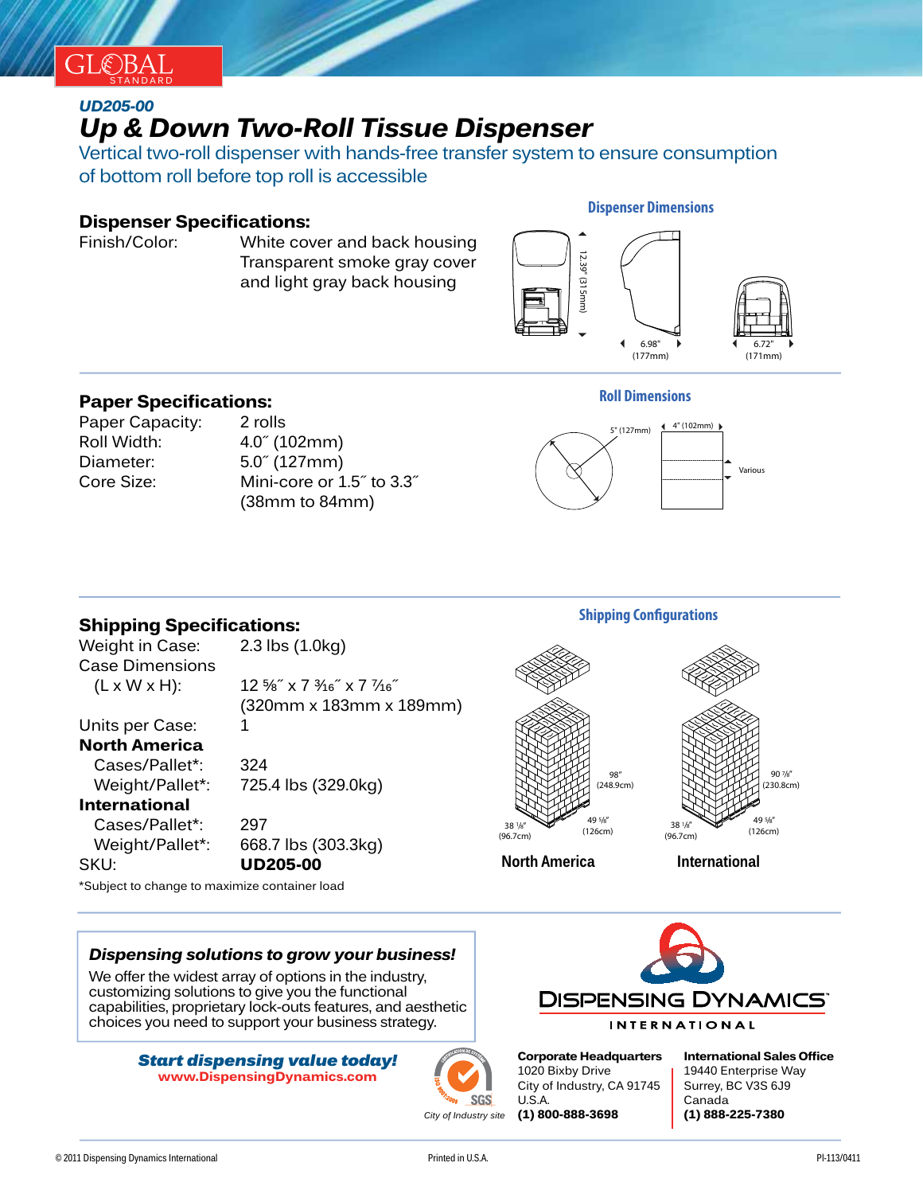GLOBAL STANDARD

*UD205-00*

# *Up & Down Two-Roll Tissue Dispenser*

Vertical two-roll dispenser with hands-free transfer system to ensure consumption of bottom roll before top roll is accessible

## Dispenser Specifications:

| | |
|---|---|
| Finish/Color: | White cover and back housing<br>Transparent smoke gray cover and light gray back housing |

**Dispenser Dimensions**

12.39" (315mm)
6.98" (177mm)
6.72" (171mm)

## Paper Specifications:

| | |
|---|---|
| Paper Capacity: | 2 rolls |
| Roll Width: | 4.0˝ (102mm) |
| Diameter: | 5.0˝ (127mm) |
| Core Size: | Mini-core or 1.5˝ to 3.3˝ (38mm to 84mm) |

**Roll Dimensions**

5" (127mm)
4" (102mm)
Various

## Shipping Specifications:

| | |
|---|---|
| Weight in Case: | 2.3 lbs (1.0kg) |
| Case Dimensions (L x W x H): | 12 ⅝˝ x 7 3⁄16˝ x 7 7⁄16˝ (320mm x 183mm x 189mm) |
| Units per Case: | 1 |
| **North America** | |
| Cases/Pallet*: | 324 |
| Weight/Pallet*: | 725.4 lbs (329.0kg) |
| **International** | |
| Cases/Pallet*: | 297 |
| Weight/Pallet*: | 668.7 lbs (303.3kg) |
| SKU: | **UD205-00** |

*Subject to change to maximize container load

**Shipping Configurations**

North America: 98" (248.9cm), 38 ⅛" (96.7cm), 49 ⅝" (126cm)

International: 90 7⁄8" (230.8cm), 38 ⅛" (96.7cm), 49 ⅝" (126cm)

***Dispensing solutions to grow your business!***

We offer the widest array of options in the industry, customizing solutions to give you the functional capabilities, proprietary lock-outs features, and aesthetic choices you need to support your business strategy.

***Start dispensing value today!***
**www.DispensingDynamics.com**

DISPENSING DYNAMICS INTERNATIONAL

*City of Industry site*

**Corporate Headquarters**
1020 Bixby Drive
City of Industry, CA 91745
U.S.A.
**(1) 800-888-3698**

**International Sales Office**
19440 Enterprise Way
Surrey, BC V3S 6J9
Canada
**(1) 888-225-7380**

© 2011 Dispensing Dynamics International — Printed in U.S.A. — PI-113/0411